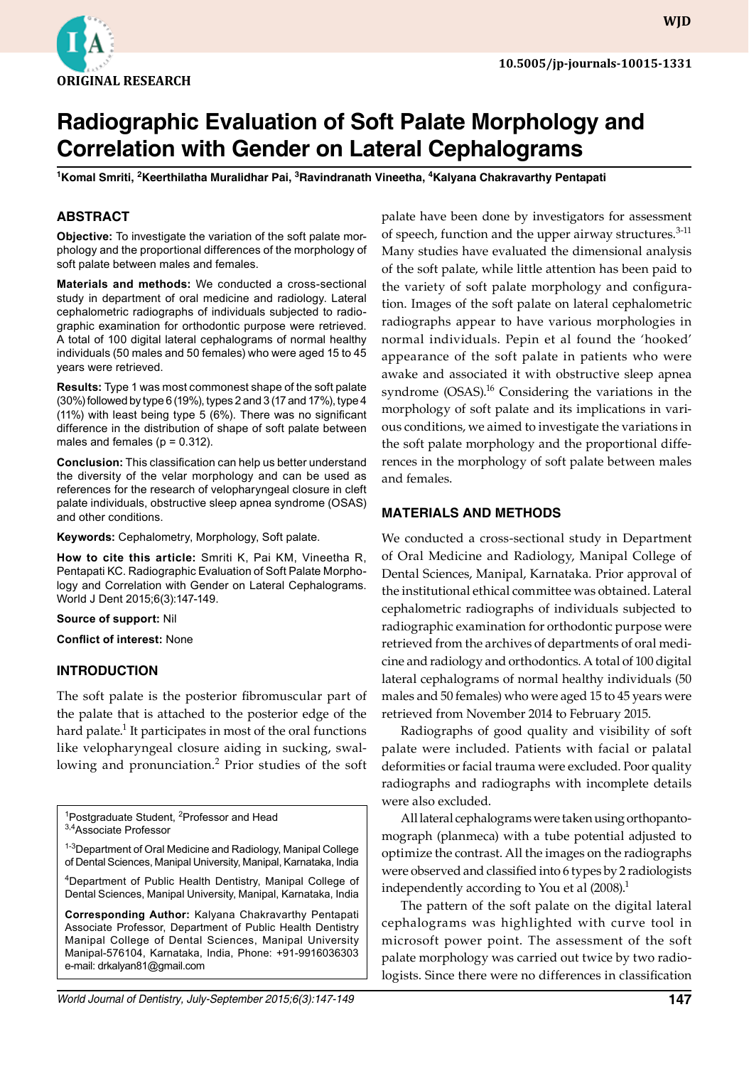ORIGINAL RESEARCH

10.5005/jp-journals-10015-1331

# Radiographic Evaluation of Soft Palate Morphology and Correlation with Gender on Lateral Cephalograms

[1]Komal Smriti, [2]Keerthilatha Muralidhar Pai, [3]Ravindranath Vineetha, [4]Kalyana Chakravarthy Pentapati

## ABSTRACT

**Objective:** To investigate the variation of the soft palate morphology and the proportional differences of the morphology of soft palate between males and females.

**Materials and methods:** We conducted a cross-sectional study in department of oral medicine and radiology. Lateral cephalometric radiographs of individuals subjected to radiographic examination for orthodontic purpose were retrieved. A total of 100 digital lateral cephalograms of normal healthy individuals (50 males and 50 females) who were aged 15 to 45 years were retrieved.

**Results:** Type 1 was most commonest shape of the soft palate (30%) followed by type 6 (19%), types 2 and 3 (17 and 17%), type 4 (11%) with least being type 5 (6%). There was no significant difference in the distribution of shape of soft palate between males and females (p = 0.312).

**Conclusion:** This classification can help us better understand the diversity of the velar morphology and can be used as references for the research of velopharyngeal closure in cleft palate individuals, obstructive sleep apnea syndrome (OSAS) and other conditions.

**Keywords:** Cephalometry, Morphology, Soft palate.

**How to cite this article:** Smriti K, Pai KM, Vineetha R, Pentapati KC. Radiographic Evaluation of Soft Palate Morphology and Correlation with Gender on Lateral Cephalograms. World J Dent 2015;6(3):147-149.

**Source of support:** Nil

**Conflict of interest:** None

## INTRODUCTION

The soft palate is the posterior fibromuscular part of the palate that is attached to the posterior edge of the hard palate.[1] It participates in most of the oral functions like velopharyngeal closure aiding in sucking, swallowing and pronunciation.[2] Prior studies of the soft palate have been done by investigators for assessment of speech, function and the upper airway structures.[3-11] Many studies have evaluated the dimensional analysis of the soft palate, while little attention has been paid to the variety of soft palate morphology and configuration. Images of the soft palate on lateral cephalometric radiographs appear to have various morphologies in normal individuals. Pepin et al found the 'hooked' appearance of the soft palate in patients who were awake and associated it with obstructive sleep apnea syndrome (OSAS).[16] Considering the variations in the morphology of soft palate and its implications in various conditions, we aimed to investigate the variations in the soft palate morphology and the proportional differences in the morphology of soft palate between males and females.

## MATERIALS AND METHODS

We conducted a cross-sectional study in Department of Oral Medicine and Radiology, Manipal College of Dental Sciences, Manipal, Karnataka. Prior approval of the institutional ethical committee was obtained. Lateral cephalometric radiographs of individuals subjected to radiographic examination for orthodontic purpose were retrieved from the archives of departments of oral medicine and radiology and orthodontics. A total of 100 digital lateral cephalograms of normal healthy individuals (50 males and 50 females) who were aged 15 to 45 years were retrieved from November 2014 to February 2015.

Radiographs of good quality and visibility of soft palate were included. Patients with facial or palatal deformities or facial trauma were excluded. Poor quality radiographs and radiographs with incomplete details were also excluded.

All lateral cephalograms were taken using orthopantomograph (planmeca) with a tube potential adjusted to optimize the contrast. All the images on the radiographs were observed and classified into 6 types by 2 radiologists independently according to You et al (2008).[1]

The pattern of the soft palate on the digital lateral cephalograms was highlighted with curve tool in microsoft power point. The assessment of the soft palate morphology was carried out twice by two radiologists. Since there were no differences in classification

---

[1]Postgraduate Student, [2]Professor and Head
[3,4]Associate Professor

[1-3]Department of Oral Medicine and Radiology, Manipal College of Dental Sciences, Manipal University, Manipal, Karnataka, India

[4]Department of Public Health Dentistry, Manipal College of Dental Sciences, Manipal University, Manipal, Karnataka, India

**Corresponding Author:** Kalyana Chakravarthy Pentapati Associate Professor, Department of Public Health Dentistry Manipal College of Dental Sciences, Manipal University Manipal-576104, Karnataka, India, Phone: +91-9916036303 e-mail: drkalyan81@gmail.com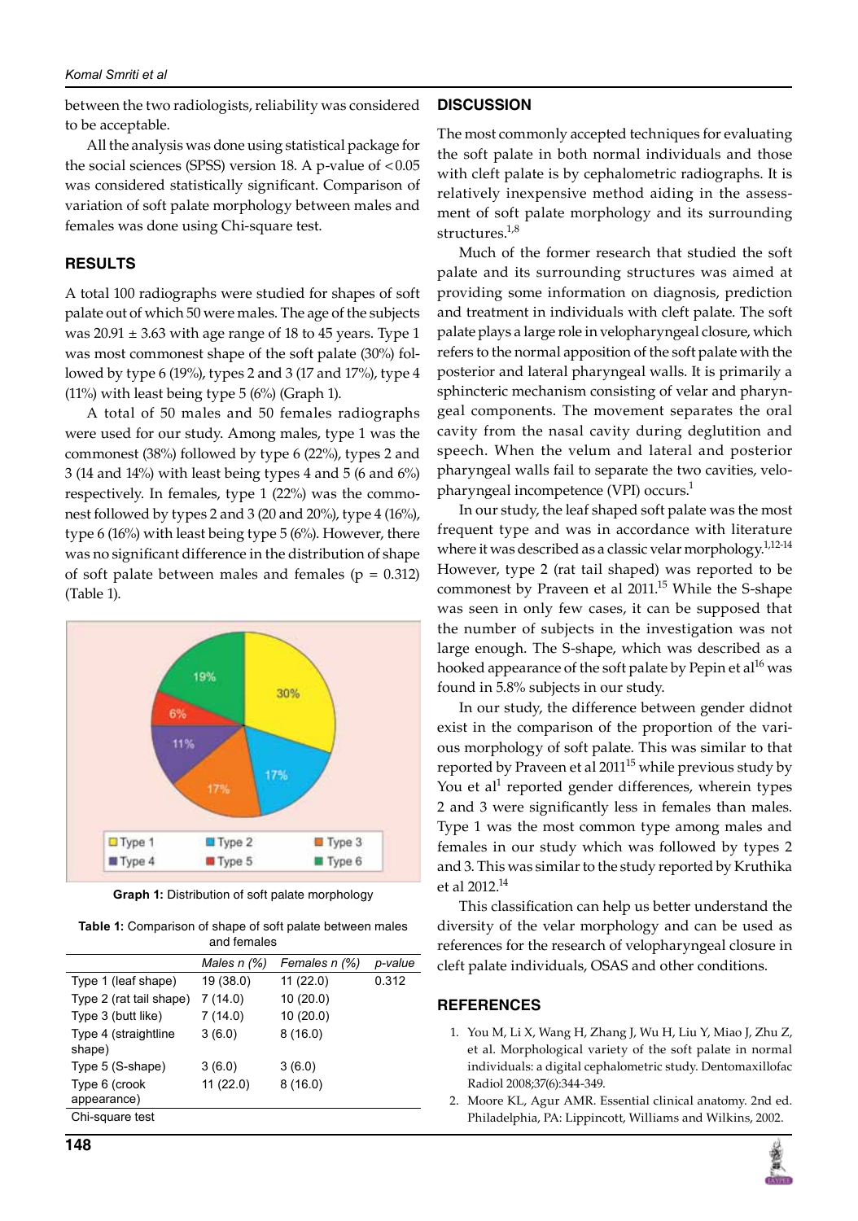between the two radiologists, reliability was considered to be acceptable.

All the analysis was done using statistical package for the social sciences (SPSS) version 18. A p-value of < 0.05 was considered statistically significant. Comparison of variation of soft palate morphology between males and females was done using Chi-square test.

## RESULTS

A total 100 radiographs were studied for shapes of soft palate out of which 50 were males. The age of the subjects was 20.91 ± 3.63 with age range of 18 to 45 years. Type 1 was most commonest shape of the soft palate (30%) followed by type 6 (19%), types 2 and 3 (17 and 17%), type 4 (11%) with least being type 5 (6%) (Graph 1).

A total of 50 males and 50 females radiographs were used for our study. Among males, type 1 was the commonest (38%) followed by type 6 (22%), types 2 and 3 (14 and 14%) with least being types 4 and 5 (6 and 6%) respectively. In females, type 1 (22%) was the commonest followed by types 2 and 3 (20 and 20%), type 4 (16%), type 6 (16%) with least being type 5 (6%). However, there was no significant difference in the distribution of shape of soft palate between males and females ($p = 0.312$) (Table 1).

**Graph 1:** Distribution of soft palate morphology

**Table 1:** Comparison of shape of soft palate between males and females

| | *Males n (%)* | *Females n (%)* | *p-value* |
|---|---|---|---|
| Type 1 (leaf shape) | 19 (38.0) | 11 (22.0) | 0.312 |
| Type 2 (rat tail shape) | 7 (14.0) | 10 (20.0) | |
| Type 3 (butt like) | 7 (14.0) | 10 (20.0) | |
| Type 4 (straightline shape) | 3 (6.0) | 8 (16.0) | |
| Type 5 (S-shape) | 3 (6.0) | 3 (6.0) | |
| Type 6 (crook appearance) | 11 (22.0) | 8 (16.0) | |

Chi-square test

## DISCUSSION

The most commonly accepted techniques for evaluating the soft palate in both normal individuals and those with cleft palate is by cephalometric radiographs. It is relatively inexpensive method aiding in the assessment of soft palate morphology and its surrounding structures.[1,8]

Much of the former research that studied the soft palate and its surrounding structures was aimed at providing some information on diagnosis, prediction and treatment in individuals with cleft palate. The soft palate plays a large role in velopharyngeal closure, which refers to the normal apposition of the soft palate with the posterior and lateral pharyngeal walls. It is primarily a sphincteric mechanism consisting of velar and pharyngeal components. The movement separates the oral cavity from the nasal cavity during deglutition and speech. When the velum and lateral and posterior pharyngeal walls fail to separate the two cavities, velopharyngeal incompetence (VPI) occurs.[1]

In our study, the leaf shaped soft palate was the most frequent type and was in accordance with literature where it was described as a classic velar morphology.[1,12-14] However, type 2 (rat tail shaped) was reported to be commonest by Praveen et al 2011.[15] While the S-shape was seen in only few cases, it can be supposed that the number of subjects in the investigation was not large enough. The S-shape, which was described as a hooked appearance of the soft palate by Pepin et al[16] was found in 5.8% subjects in our study.

In our study, the difference between gender didnot exist in the comparison of the proportion of the various morphology of soft palate. This was similar to that reported by Praveen et al 2011[15] while previous study by You et al[1] reported gender differences, wherein types 2 and 3 were significantly less in females than males. Type 1 was the most common type among males and females in our study which was followed by types 2 and 3. This was similar to the study reported by Kruthika et al 2012.[14]

This classification can help us better understand the diversity of the velar morphology and can be used as references for the research of velopharyngeal closure in cleft palate individuals, OSAS and other conditions.

## REFERENCES

1. You M, Li X, Wang H, Zhang J, Wu H, Liu Y, Miao J, Zhu Z, et al. Morphological variety of the soft palate in normal individuals: a digital cephalometric study. Dentomaxillofac Radiol 2008;37(6):344-349.
2. Moore KL, Agur AMR. Essential clinical anatomy. 2nd ed. Philadelphia, PA: Lippincott, Williams and Wilkins, 2002.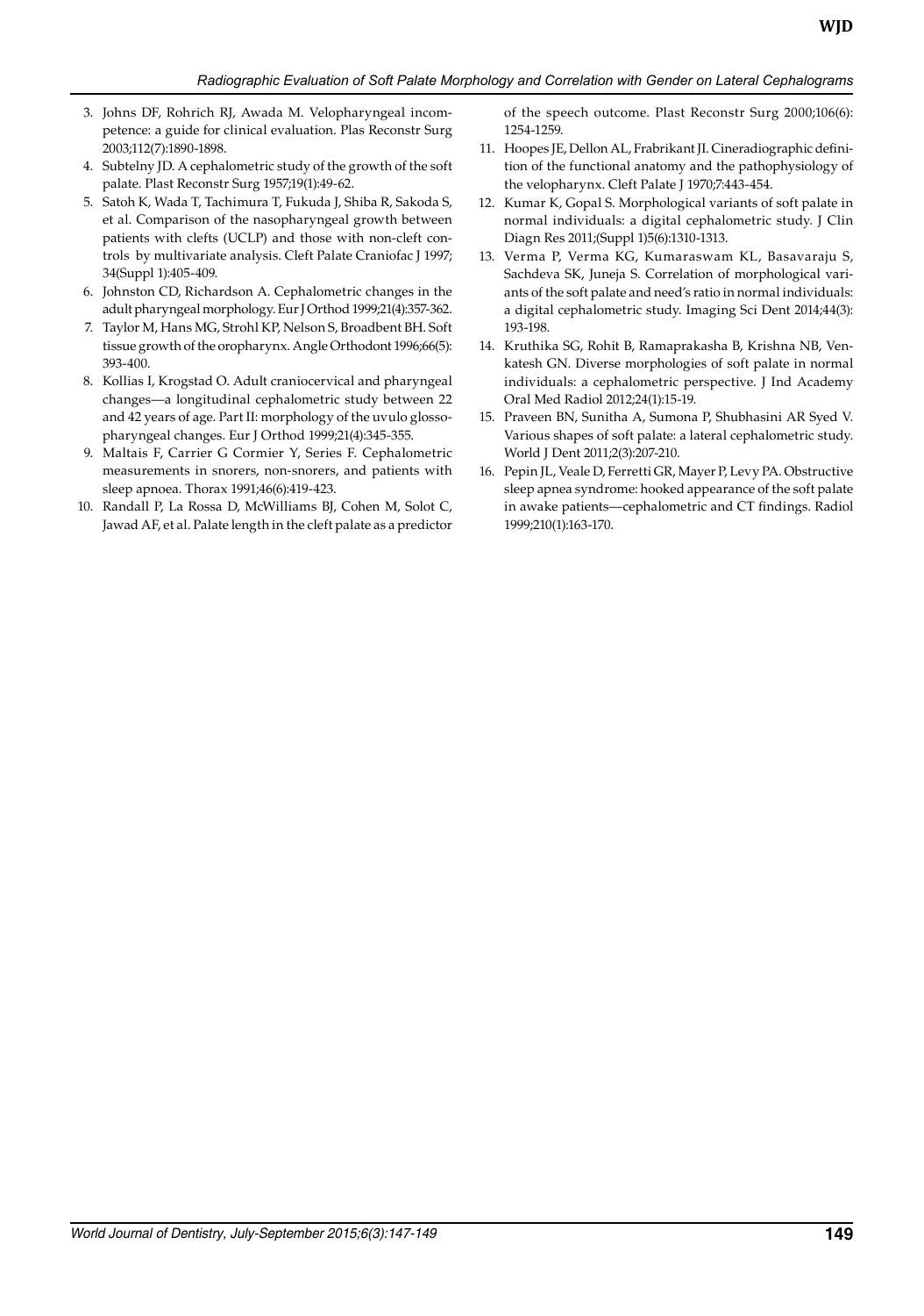3. Johns DF, Rohrich RJ, Awada M. Velopharyngeal incompetence: a guide for clinical evaluation. Plas Reconstr Surg 2003;112(7):1890-1898.
4. Subtelny JD. A cephalometric study of the growth of the soft palate. Plast Reconstr Surg 1957;19(1):49-62.
5. Satoh K, Wada T, Tachimura T, Fukuda J, Shiba R, Sakoda S, et al. Comparison of the nasopharyngeal growth between patients with clefts (UCLP) and those with non-cleft controls by multivariate analysis. Cleft Palate Craniofac J 1997; 34(Suppl 1):405-409.
6. Johnston CD, Richardson A. Cephalometric changes in the adult pharyngeal morphology. Eur J Orthod 1999;21(4):357-362.
7. Taylor M, Hans MG, Strohl KP, Nelson S, Broadbent BH. Soft tissue growth of the oropharynx. Angle Orthodont 1996;66(5): 393-400.
8. Kollias I, Krogstad O. Adult craniocervical and pharyngeal changes—a longitudinal cephalometric study between 22 and 42 years of age. Part II: morphology of the uvulo glossopharyngeal changes. Eur J Orthod 1999;21(4):345-355.
9. Maltais F, Carrier G Cormier Y, Series F. Cephalometric measurements in snorers, non-snorers, and patients with sleep apnoea. Thorax 1991;46(6):419-423.
10. Randall P, La Rossa D, McWilliams BJ, Cohen M, Solot C, Jawad AF, et al. Palate length in the cleft palate as a predictor of the speech outcome. Plast Reconstr Surg 2000;106(6): 1254-1259.
11. Hoopes JE, Dellon AL, Frabrikant JI. Cineradiographic definition of the functional anatomy and the pathophysiology of the velopharynx. Cleft Palate J 1970;7:443-454.
12. Kumar K, Gopal S. Morphological variants of soft palate in normal individuals: a digital cephalometric study. J Clin Diagn Res 2011;(Suppl 1)5(6):1310-1313.
13. Verma P, Verma KG, Kumaraswam KL, Basavaraju S, Sachdeva SK, Juneja S. Correlation of morphological variants of the soft palate and need's ratio in normal individuals: a digital cephalometric study. Imaging Sci Dent 2014;44(3): 193-198.
14. Kruthika SG, Rohit B, Ramaprakasha B, Krishna NB, Venkatesh GN. Diverse morphologies of soft palate in normal individuals: a cephalometric perspective. J Ind Academy Oral Med Radiol 2012;24(1):15-19.
15. Praveen BN, Sunitha A, Sumona P, Shubhasini AR Syed V. Various shapes of soft palate: a lateral cephalometric study. World J Dent 2011;2(3):207-210.
16. Pepin JL, Veale D, Ferretti GR, Mayer P, Levy PA. Obstructive sleep apnea syndrome: hooked appearance of the soft palate in awake patients—cephalometric and CT findings. Radiol 1999;210(1):163-170.